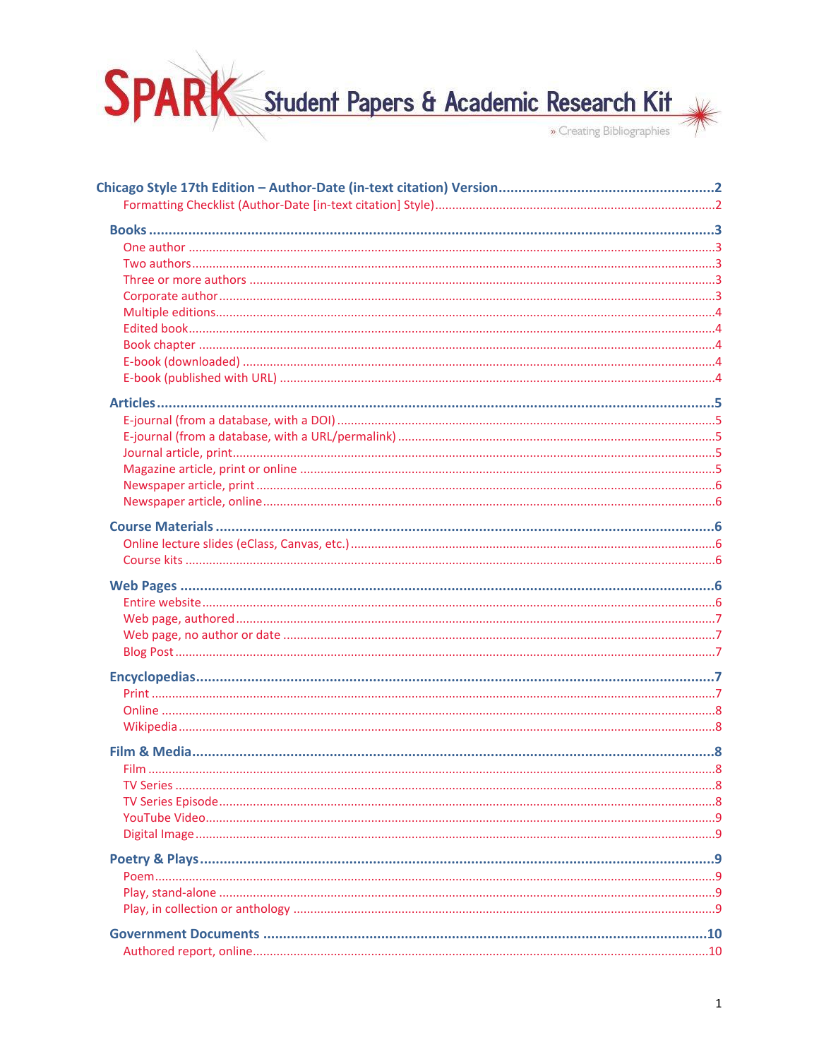# SPARK Student Papers & Academic Research Kit

» Creating Bibliographies

**Chicago Style 17th Edition – Author-Date (in-text citation) Version** .......... 2
- Formatting Checklist (Author-Date [in-text citation] Style) .......... 2

**Books** .......... 3
- One author .......... 3
- Two authors .......... 3
- Three or more authors .......... 3
- Corporate author .......... 3
- Multiple editions .......... 4
- Edited book .......... 4
- Book chapter .......... 4
- E-book (downloaded) .......... 4
- E-book (published with URL) .......... 4

**Articles** .......... 5
- E-journal (from a database, with a DOI) .......... 5
- E-journal (from a database, with a URL/permalink) .......... 5
- Journal article, print .......... 5
- Magazine article, print or online .......... 5
- Newspaper article, print .......... 6
- Newspaper article, online .......... 6

**Course Materials** .......... 6
- Online lecture slides (eClass, Canvas, etc.) .......... 6
- Course kits .......... 6

**Web Pages** .......... 6
- Entire website .......... 6
- Web page, authored .......... 7
- Web page, no author or date .......... 7
- Blog Post .......... 7

**Encyclopedias** .......... 7
- Print .......... 7
- Online .......... 8
- Wikipedia .......... 8

**Film & Media** .......... 8
- Film .......... 8
- TV Series .......... 8
- TV Series Episode .......... 8
- YouTube Video .......... 9
- Digital Image .......... 9

**Poetry & Plays** .......... 9
- Poem .......... 9
- Play, stand-alone .......... 9
- Play, in collection or anthology .......... 9

**Government Documents** .......... 10
- Authored report, online .......... 10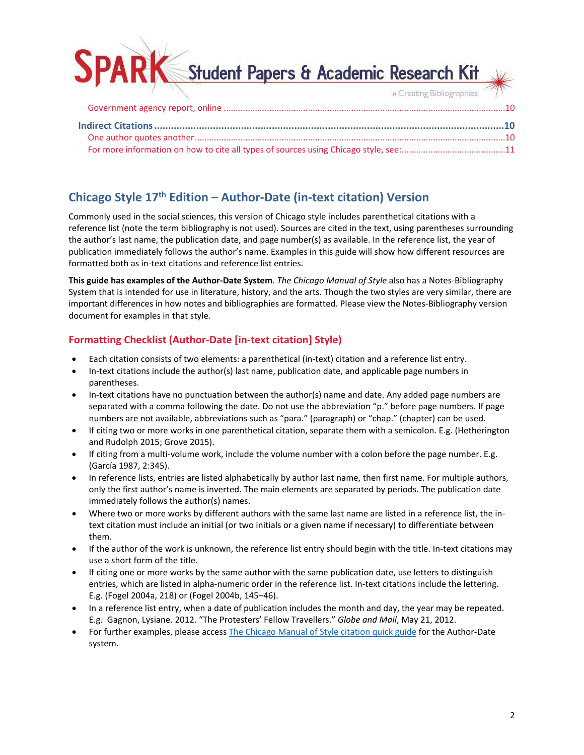Government agency report, online ....................................................................................................................10

**Indirect Citations** ..............................................................................................................................**10**

One author quotes another...................................................................................................................10

For more information on how to cite all types of sources using Chicago style, see:...........................................11

## Chicago Style 17th Edition – Author-Date (in-text citation) Version

Commonly used in the social sciences, this version of Chicago style includes parenthetical citations with a reference list (note the term bibliography is not used). Sources are cited in the text, using parentheses surrounding the author's last name, the publication date, and page number(s) as available. In the reference list, the year of publication immediately follows the author's name. Examples in this guide will show how different resources are formatted both as in-text citations and reference list entries.

**This guide has examples of the Author-Date System**. *The Chicago Manual of Style* also has a Notes-Bibliography System that is intended for use in literature, history, and the arts. Though the two styles are very similar, there are important differences in how notes and bibliographies are formatted. Please view the Notes-Bibliography version document for examples in that style.

### Formatting Checklist (Author-Date [in-text citation] Style)

- Each citation consists of two elements: a parenthetical (in-text) citation and a reference list entry.
- In-text citations include the author(s) last name, publication date, and applicable page numbers in parentheses.
- In-text citations have no punctuation between the author(s) name and date. Any added page numbers are separated with a comma following the date. Do not use the abbreviation "p." before page numbers. If page numbers are not available, abbreviations such as "para." (paragraph) or "chap." (chapter) can be used.
- If citing two or more works in one parenthetical citation, separate them with a semicolon. E.g. (Hetherington and Rudolph 2015; Grove 2015).
- If citing from a multi-volume work, include the volume number with a colon before the page number. E.g. (García 1987, 2:345).
- In reference lists, entries are listed alphabetically by author last name, then first name. For multiple authors, only the first author's name is inverted. The main elements are separated by periods. The publication date immediately follows the author(s) names.
- Where two or more works by different authors with the same last name are listed in a reference list, the in-text citation must include an initial (or two initials or a given name if necessary) to differentiate between them.
- If the author of the work is unknown, the reference list entry should begin with the title. In-text citations may use a short form of the title.
- If citing one or more works by the same author with the same publication date, use letters to distinguish entries, which are listed in alpha-numeric order in the reference list. In-text citations include the lettering. E.g. (Fogel 2004a, 218) or (Fogel 2004b, 145–46).
- In a reference list entry, when a date of publication includes the month and day, the year may be repeated. E.g. Gagnon, Lysiane. 2012. "The Protesters' Fellow Travellers." *Globe and Mail*, May 21, 2012.
- For further examples, please access [The Chicago Manual of Style citation quick guide]() for the Author-Date system.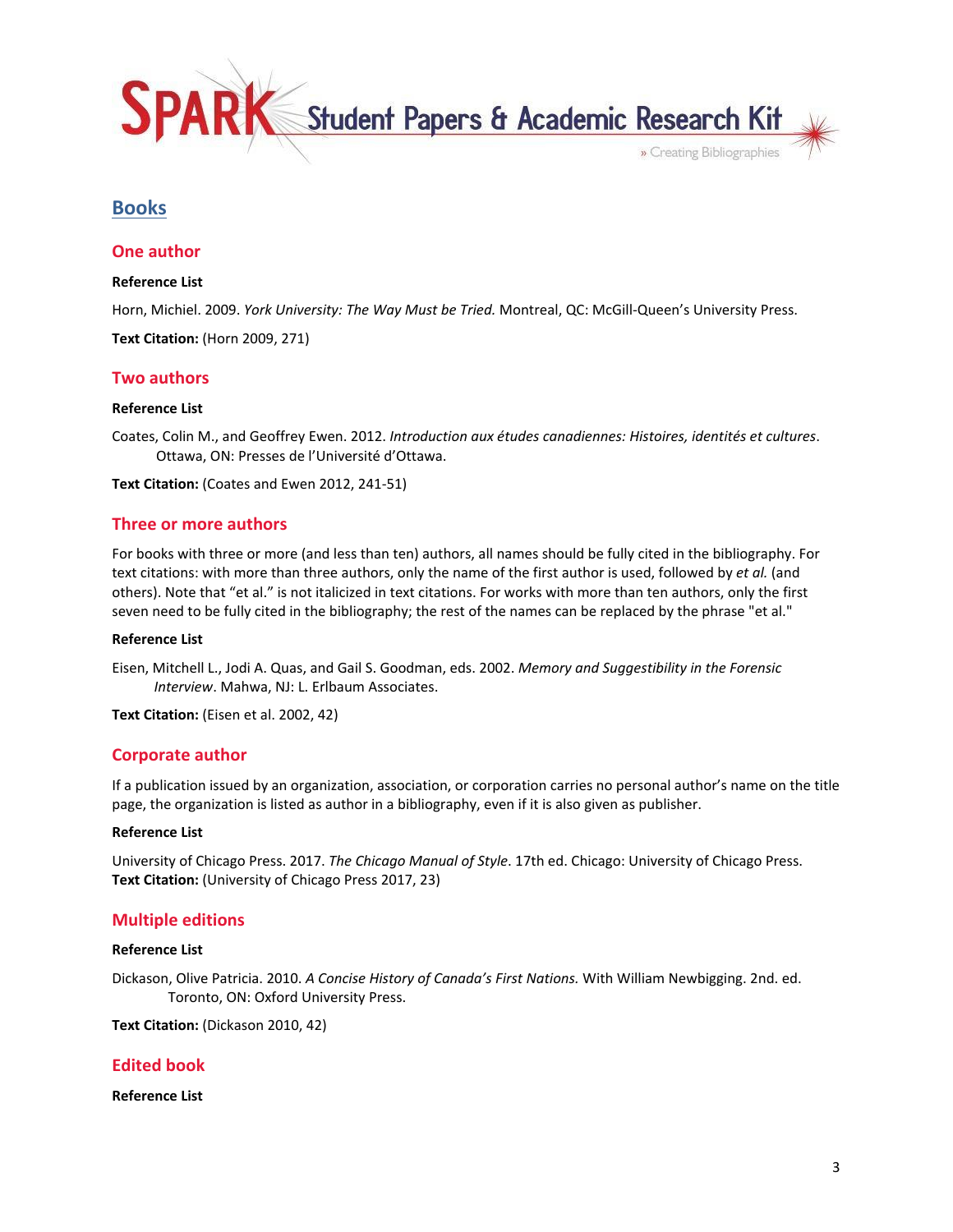## Books

### One author

**Reference List**

Horn, Michiel. 2009. *York University: The Way Must be Tried.* Montreal, QC: McGill-Queen's University Press.

**Text Citation:** (Horn 2009, 271)

### Two authors

**Reference List**

Coates, Colin M., and Geoffrey Ewen. 2012. *Introduction aux études canadiennes: Histoires, identités et cultures*. Ottawa, ON: Presses de l'Université d'Ottawa.

**Text Citation:** (Coates and Ewen 2012, 241-51)

### Three or more authors

For books with three or more (and less than ten) authors, all names should be fully cited in the bibliography. For text citations: with more than three authors, only the name of the first author is used, followed by *et al.* (and others). Note that "et al." is not italicized in text citations. For works with more than ten authors, only the first seven need to be fully cited in the bibliography; the rest of the names can be replaced by the phrase "et al."

**Reference List**

Eisen, Mitchell L., Jodi A. Quas, and Gail S. Goodman, eds. 2002. *Memory and Suggestibility in the Forensic Interview*. Mahwa, NJ: L. Erlbaum Associates.

**Text Citation:** (Eisen et al. 2002, 42)

### Corporate author

If a publication issued by an organization, association, or corporation carries no personal author's name on the title page, the organization is listed as author in a bibliography, even if it is also given as publisher.

**Reference List**

University of Chicago Press. 2017. *The Chicago Manual of Style*. 17th ed. Chicago: University of Chicago Press.
**Text Citation:** (University of Chicago Press 2017, 23)

### Multiple editions

**Reference List**

Dickason, Olive Patricia. 2010. *A Concise History of Canada's First Nations.* With William Newbigging. 2nd. ed. Toronto, ON: Oxford University Press.

**Text Citation:** (Dickason 2010, 42)

### Edited book

**Reference List**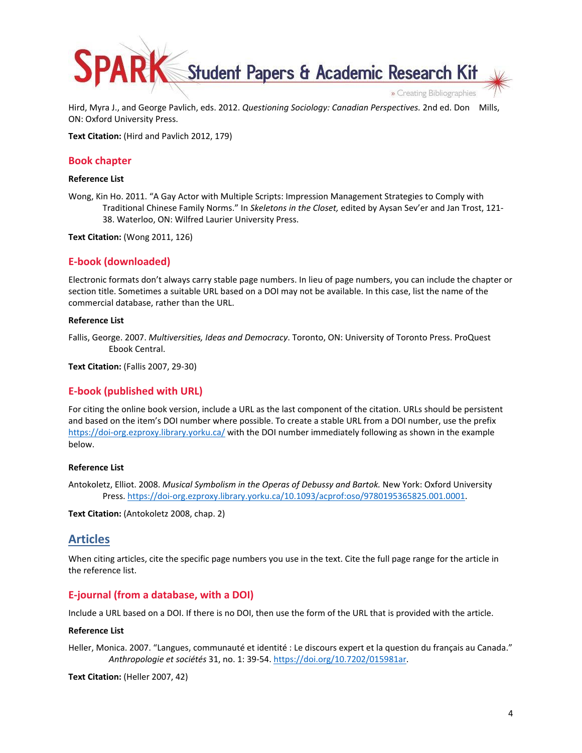Hird, Myra J., and George Pavlich, eds. 2012. *Questioning Sociology: Canadian Perspectives.* 2nd ed. Don Mills, ON: Oxford University Press.

**Text Citation:** (Hird and Pavlich 2012, 179)

### Book chapter

**Reference List**

Wong, Kin Ho. 2011. "A Gay Actor with Multiple Scripts: Impression Management Strategies to Comply with Traditional Chinese Family Norms." In *Skeletons in the Closet,* edited by Aysan Sev'er and Jan Trost, 121-38. Waterloo, ON: Wilfred Laurier University Press.

**Text Citation:** (Wong 2011, 126)

### E-book (downloaded)

Electronic formats don't always carry stable page numbers. In lieu of page numbers, you can include the chapter or section title. Sometimes a suitable URL based on a DOI may not be available. In this case, list the name of the commercial database, rather than the URL.

**Reference List**

Fallis, George. 2007. *Multiversities, Ideas and Democracy*. Toronto, ON: University of Toronto Press. ProQuest Ebook Central.

**Text Citation:** (Fallis 2007, 29-30)

### E-book (published with URL)

For citing the online book version, include a URL as the last component of the citation. URLs should be persistent and based on the item's DOI number where possible. To create a stable URL from a DOI number, use the prefix https://doi-org.ezproxy.library.yorku.ca/ with the DOI number immediately following as shown in the example below.

**Reference List**

Antokoletz, Elliot. 2008. *Musical Symbolism in the Operas of Debussy and Bartok.* New York: Oxford University Press. https://doi-org.ezproxy.library.yorku.ca/10.1093/acprof:oso/9780195365825.001.0001.

**Text Citation:** (Antokoletz 2008, chap. 2)

## Articles

When citing articles, cite the specific page numbers you use in the text. Cite the full page range for the article in the reference list.

### E-journal (from a database, with a DOI)

Include a URL based on a DOI. If there is no DOI, then use the form of the URL that is provided with the article.

**Reference List**

Heller, Monica. 2007. "Langues, communauté et identité : Le discours expert et la question du français au Canada." *Anthropologie et sociétés* 31, no. 1: 39-54. https://doi.org/10.7202/015981ar.

**Text Citation:** (Heller 2007, 42)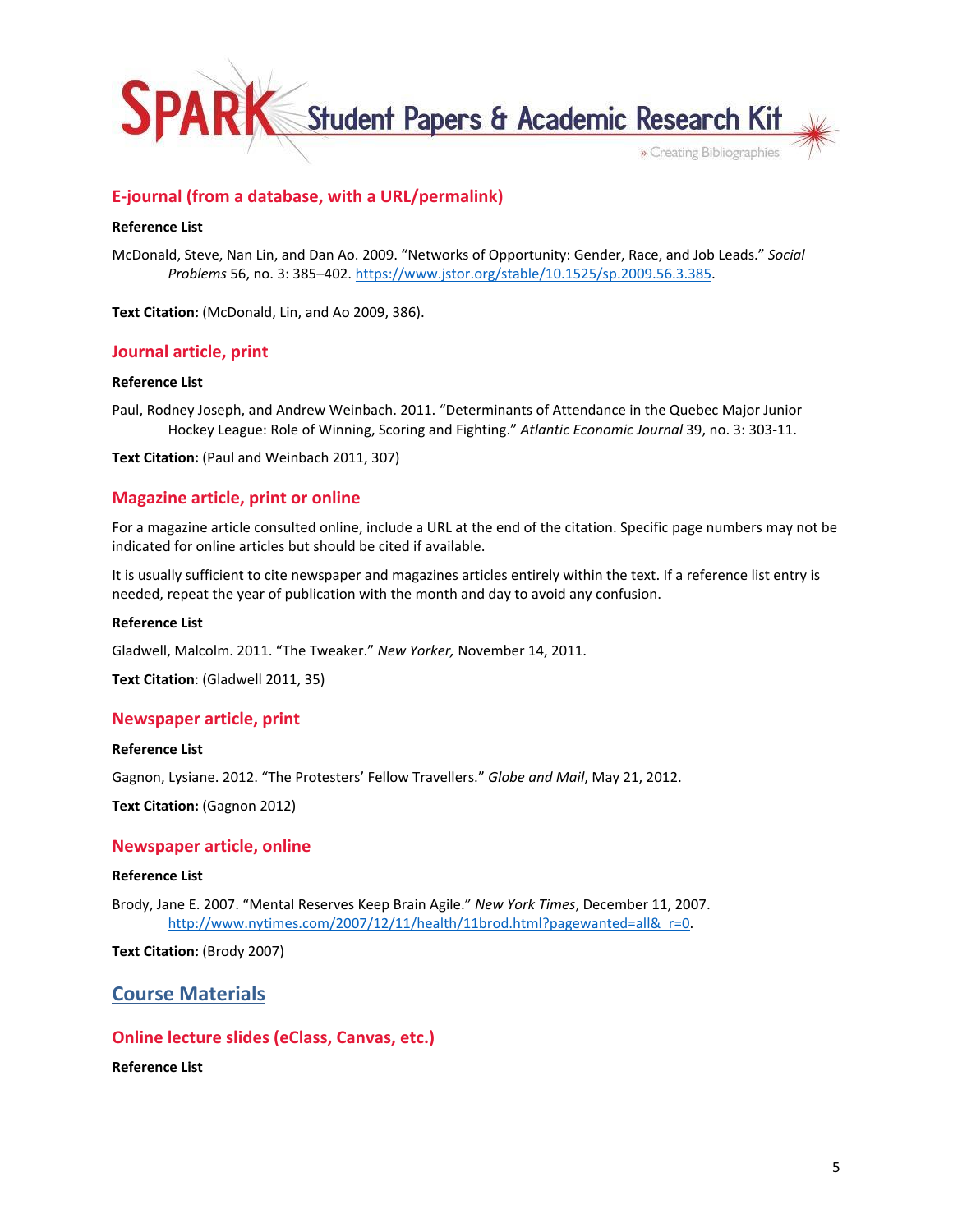## E-journal (from a database, with a URL/permalink)

**Reference List**

McDonald, Steve, Nan Lin, and Dan Ao. 2009. "Networks of Opportunity: Gender, Race, and Job Leads." *Social Problems* 56, no. 3: 385–402. https://www.jstor.org/stable/10.1525/sp.2009.56.3.385.

**Text Citation:** (McDonald, Lin, and Ao 2009, 386).

## Journal article, print

**Reference List**

Paul, Rodney Joseph, and Andrew Weinbach. 2011. "Determinants of Attendance in the Quebec Major Junior Hockey League: Role of Winning, Scoring and Fighting." *Atlantic Economic Journal* 39, no. 3: 303-11.

**Text Citation:** (Paul and Weinbach 2011, 307)

## Magazine article, print or online

For a magazine article consulted online, include a URL at the end of the citation. Specific page numbers may not be indicated for online articles but should be cited if available.

It is usually sufficient to cite newspaper and magazines articles entirely within the text. If a reference list entry is needed, repeat the year of publication with the month and day to avoid any confusion.

**Reference List**

Gladwell, Malcolm. 2011. "The Tweaker." *New Yorker,* November 14, 2011.

**Text Citation**: (Gladwell 2011, 35)

## Newspaper article, print

**Reference List**

Gagnon, Lysiane. 2012. "The Protesters' Fellow Travellers." *Globe and Mail*, May 21, 2012.

**Text Citation:** (Gagnon 2012)

## Newspaper article, online

**Reference List**

Brody, Jane E. 2007. "Mental Reserves Keep Brain Agile." *New York Times*, December 11, 2007. http://www.nytimes.com/2007/12/11/health/11brod.html?pagewanted=all&_r=0.

**Text Citation:** (Brody 2007)

# Course Materials

## Online lecture slides (eClass, Canvas, etc.)

**Reference List**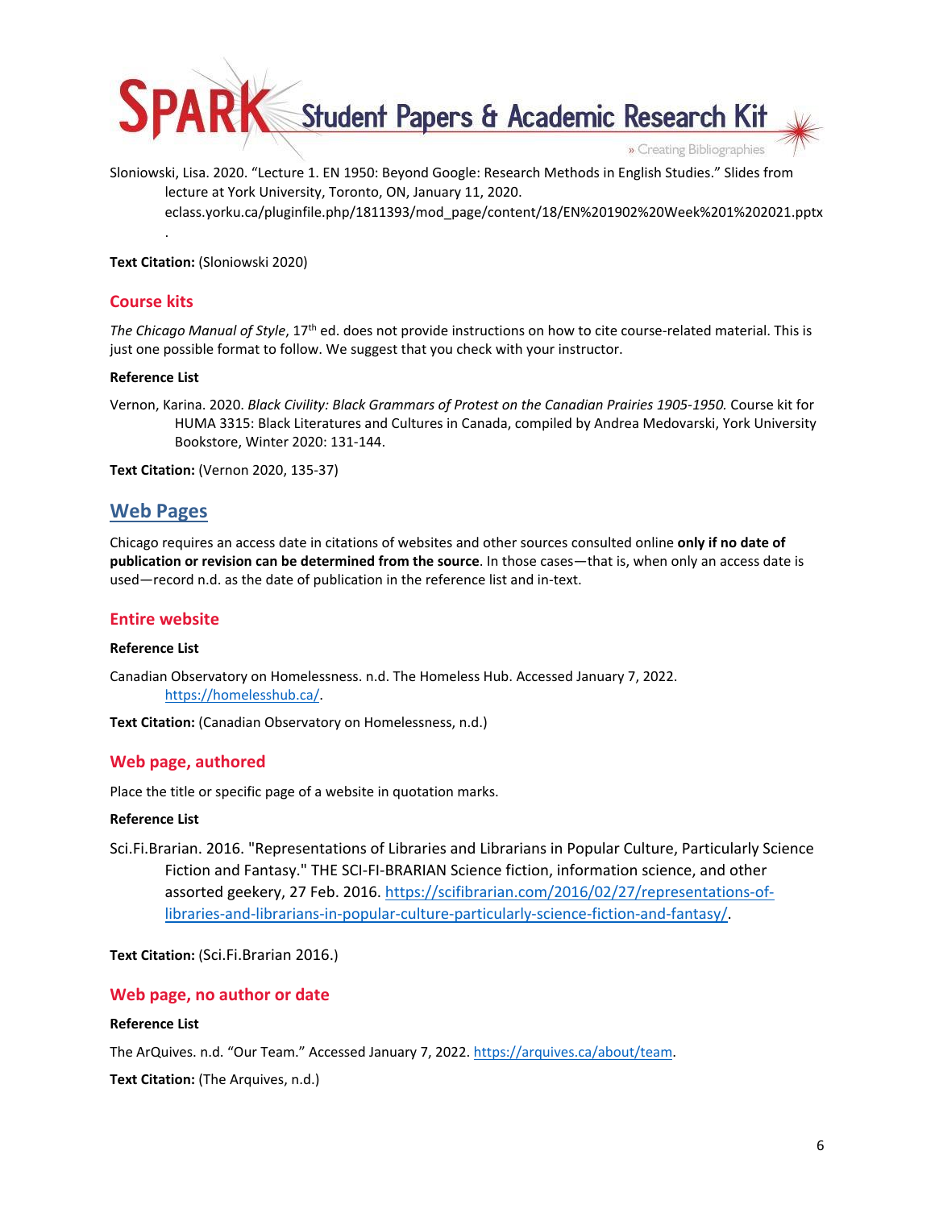Sloniowski, Lisa. 2020. "Lecture 1. EN 1950: Beyond Google: Research Methods in English Studies." Slides from lecture at York University, Toronto, ON, January 11, 2020. eclass.yorku.ca/pluginfile.php/1811393/mod_page/content/18/EN%201902%20Week%201%202021.pptx.

**Text Citation:** (Sloniowski 2020)

### Course kits

*The Chicago Manual of Style*, 17th ed. does not provide instructions on how to cite course-related material. This is just one possible format to follow. We suggest that you check with your instructor.

**Reference List**

Vernon, Karina. 2020. *Black Civility: Black Grammars of Protest on the Canadian Prairies 1905-1950.* Course kit for HUMA 3315: Black Literatures and Cultures in Canada, compiled by Andrea Medovarski, York University Bookstore, Winter 2020: 131-144.

**Text Citation:** (Vernon 2020, 135-37)

## Web Pages

Chicago requires an access date in citations of websites and other sources consulted online **only if no date of publication or revision can be determined from the source**. In those cases—that is, when only an access date is used—record n.d. as the date of publication in the reference list and in-text.

### Entire website

**Reference List**

Canadian Observatory on Homelessness. n.d. The Homeless Hub. Accessed January 7, 2022. https://homelesshub.ca/.

**Text Citation:** (Canadian Observatory on Homelessness, n.d.)

### Web page, authored

Place the title or specific page of a website in quotation marks.

**Reference List**

Sci.Fi.Brarian. 2016. "Representations of Libraries and Librarians in Popular Culture, Particularly Science Fiction and Fantasy." THE SCI-FI-BRARIAN Science fiction, information science, and other assorted geekery, 27 Feb. 2016. https://scifibrarian.com/2016/02/27/representations-of-libraries-and-librarians-in-popular-culture-particularly-science-fiction-and-fantasy/.

**Text Citation:** (Sci.Fi.Brarian 2016.)

### Web page, no author or date

**Reference List**

The ArQuives. n.d. "Our Team." Accessed January 7, 2022. https://arquives.ca/about/team.

**Text Citation:** (The Arquives, n.d.)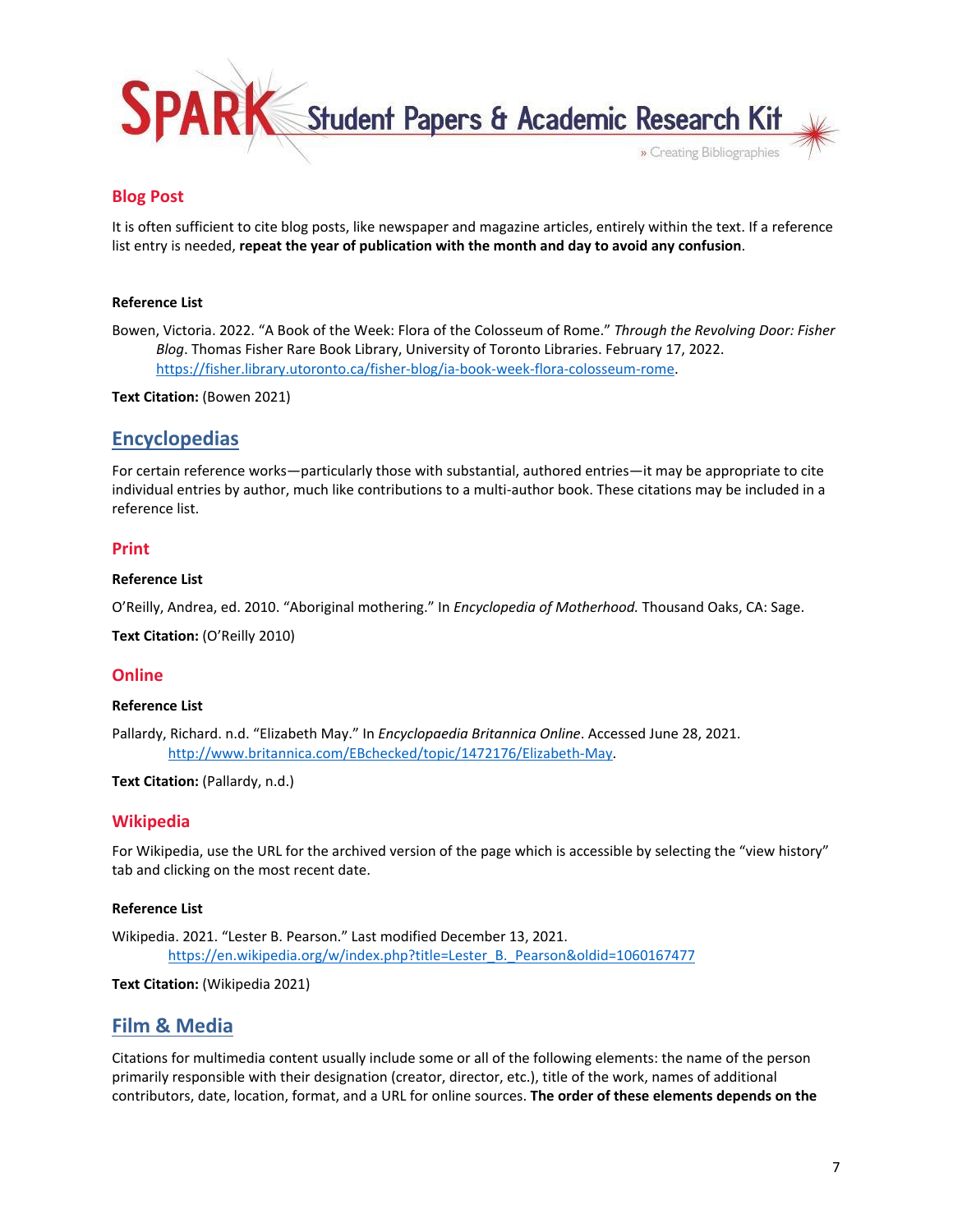### Blog Post

It is often sufficient to cite blog posts, like newspaper and magazine articles, entirely within the text. If a reference list entry is needed, **repeat the year of publication with the month and day to avoid any confusion**.

**Reference List**

Bowen, Victoria. 2022. "A Book of the Week: Flora of the Colosseum of Rome." *Through the Revolving Door: Fisher Blog*. Thomas Fisher Rare Book Library, University of Toronto Libraries. February 17, 2022. https://fisher.library.utoronto.ca/fisher-blog/ia-book-week-flora-colosseum-rome.

**Text Citation:** (Bowen 2021)

## Encyclopedias

For certain reference works—particularly those with substantial, authored entries—it may be appropriate to cite individual entries by author, much like contributions to a multi-author book. These citations may be included in a reference list.

### Print

**Reference List**

O'Reilly, Andrea, ed. 2010. "Aboriginal mothering." In *Encyclopedia of Motherhood.* Thousand Oaks, CA: Sage.

**Text Citation:** (O'Reilly 2010)

### Online

**Reference List**

Pallardy, Richard. n.d. "Elizabeth May." In *Encyclopaedia Britannica Online*. Accessed June 28, 2021. http://www.britannica.com/EBchecked/topic/1472176/Elizabeth-May.

**Text Citation:** (Pallardy, n.d.)

### Wikipedia

For Wikipedia, use the URL for the archived version of the page which is accessible by selecting the "view history" tab and clicking on the most recent date.

**Reference List**

Wikipedia. 2021. "Lester B. Pearson." Last modified December 13, 2021. https://en.wikipedia.org/w/index.php?title=Lester_B._Pearson&oldid=1060167477

**Text Citation:** (Wikipedia 2021)

## Film & Media

Citations for multimedia content usually include some or all of the following elements: the name of the person primarily responsible with their designation (creator, director, etc.), title of the work, names of additional contributors, date, location, format, and a URL for online sources. **The order of these elements depends on the**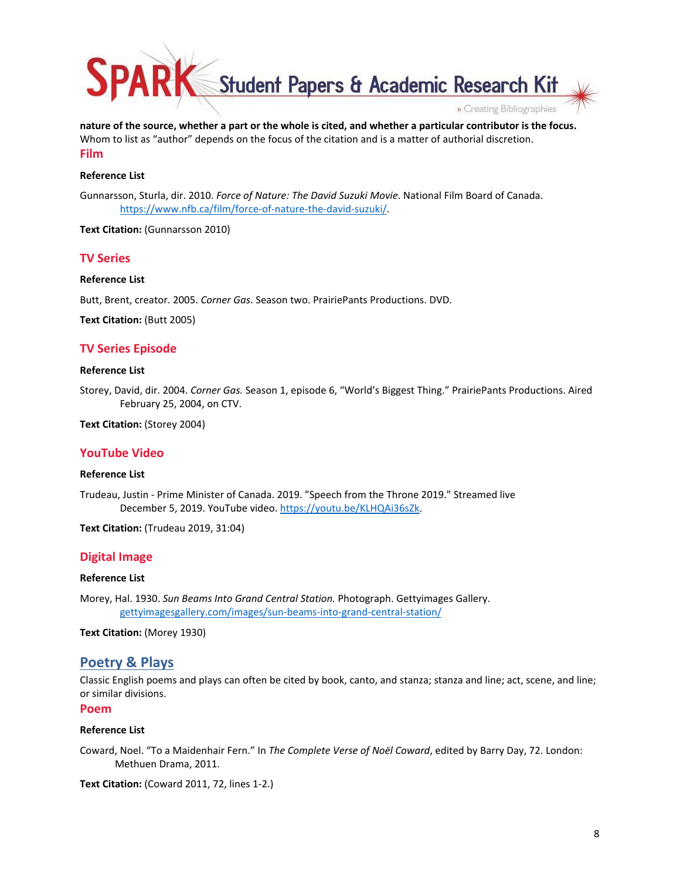**nature of the source, whether a part or the whole is cited, and whether a particular contributor is the focus.** Whom to list as "author" depends on the focus of the citation and is a matter of authorial discretion.

### Film

**Reference List**

Gunnarsson, Sturla, dir. 2010. *Force of Nature: The David Suzuki Movie*. National Film Board of Canada. https://www.nfb.ca/film/force-of-nature-the-david-suzuki/.

**Text Citation:** (Gunnarsson 2010)

### TV Series

**Reference List**

Butt, Brent, creator. 2005. *Corner Gas*. Season two. PrairiePants Productions. DVD.

**Text Citation:** (Butt 2005)

### TV Series Episode

**Reference List**

Storey, David, dir. 2004. *Corner Gas.* Season 1, episode 6, "World's Biggest Thing." PrairiePants Productions. Aired February 25, 2004, on CTV.

**Text Citation:** (Storey 2004)

### YouTube Video

**Reference List**

Trudeau, Justin - Prime Minister of Canada. 2019. "Speech from the Throne 2019." Streamed live December 5, 2019. YouTube video. https://youtu.be/KLHQAi36sZk.

**Text Citation:** (Trudeau 2019, 31:04)

### Digital Image

**Reference List**

Morey, Hal. 1930. *Sun Beams Into Grand Central Station.* Photograph. Gettyimages Gallery. gettyimagesgallery.com/images/sun-beams-into-grand-central-station/

**Text Citation:** (Morey 1930)

## Poetry & Plays

Classic English poems and plays can often be cited by book, canto, and stanza; stanza and line; act, scene, and line; or similar divisions.

### Poem

**Reference List**

Coward, Noel. "To a Maidenhair Fern." In *The Complete Verse of Noël Coward*, edited by Barry Day, 72. London: Methuen Drama, 2011.

**Text Citation:** (Coward 2011, 72, lines 1-2.)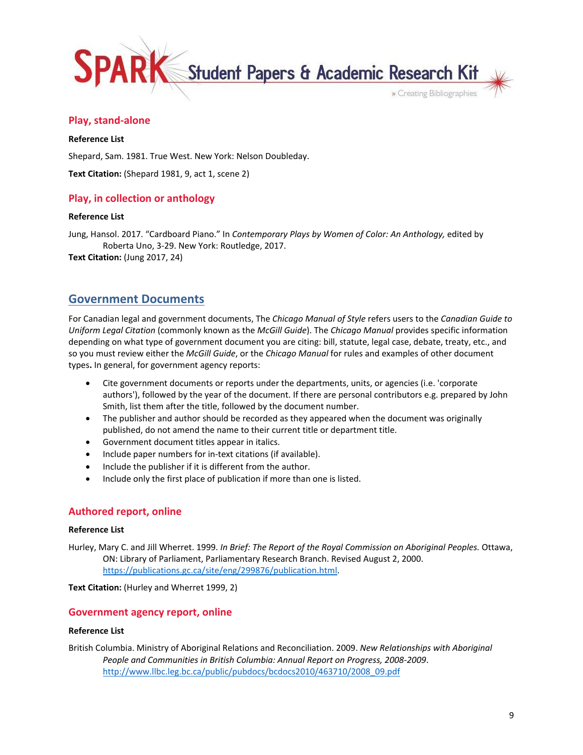## Play, stand-alone

**Reference List**

Shepard, Sam. 1981. True West. New York: Nelson Doubleday.

**Text Citation:** (Shepard 1981, 9, act 1, scene 2)

## Play, in collection or anthology

**Reference List**

Jung, Hansol. 2017. "Cardboard Piano." In *Contemporary Plays by Women of Color: An Anthology,* edited by Roberta Uno, 3-29. New York: Routledge, 2017.

**Text Citation:** (Jung 2017, 24)

# Government Documents

For Canadian legal and government documents, The *Chicago Manual of Style* refers users to the *Canadian Guide to Uniform Legal Citation* (commonly known as the *McGill Guide*). The *Chicago Manual* provides specific information depending on what type of government document you are citing: bill, statute, legal case, debate, treaty, etc., and so you must review either the *McGill Guide*, or the *Chicago Manual* for rules and examples of other document types**.** In general, for government agency reports:

- Cite government documents or reports under the departments, units, or agencies (i.e. 'corporate authors'), followed by the year of the document. If there are personal contributors e.g. prepared by John Smith, list them after the title, followed by the document number.
- The publisher and author should be recorded as they appeared when the document was originally published, do not amend the name to their current title or department title.
- Government document titles appear in italics.
- Include paper numbers for in-text citations (if available).
- Include the publisher if it is different from the author.
- Include only the first place of publication if more than one is listed.

## Authored report, online

**Reference List**

Hurley, Mary C. and Jill Wherret. 1999. *In Brief: The Report of the Royal Commission on Aboriginal Peoples.* Ottawa, ON: Library of Parliament, Parliamentary Research Branch. Revised August 2, 2000. https://publications.gc.ca/site/eng/299876/publication.html.

**Text Citation:** (Hurley and Wherret 1999, 2)

## Government agency report, online

**Reference List**

British Columbia. Ministry of Aboriginal Relations and Reconciliation. 2009. *New Relationships with Aboriginal People and Communities in British Columbia: Annual Report on Progress, 2008-2009*. http://www.llbc.leg.bc.ca/public/pubdocs/bcdocs2010/463710/2008_09.pdf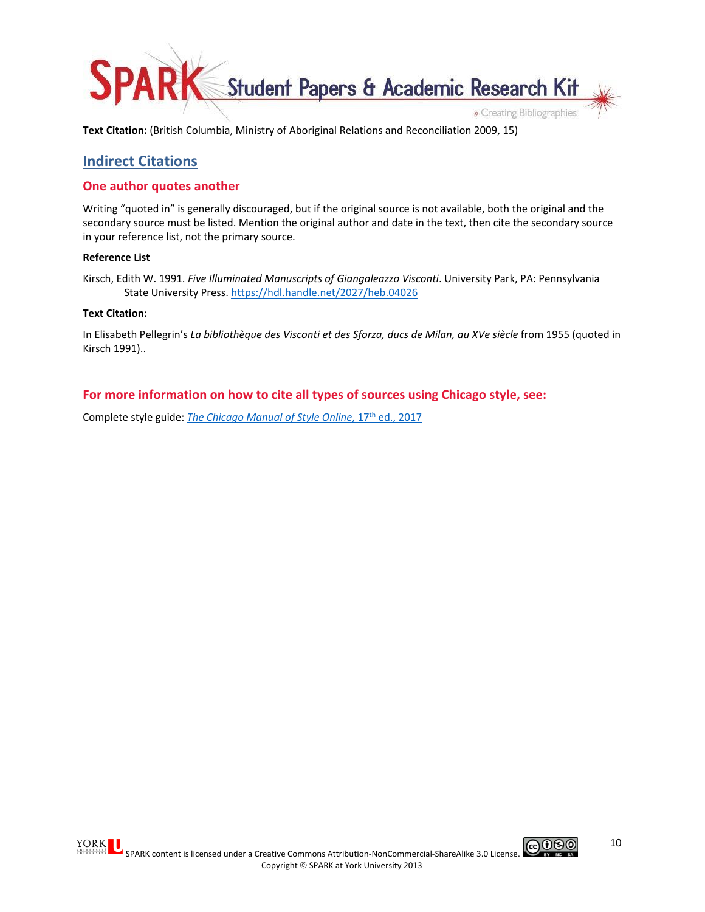**Text Citation:** (British Columbia, Ministry of Aboriginal Relations and Reconciliation 2009, 15)

## Indirect Citations

### One author quotes another

Writing "quoted in" is generally discouraged, but if the original source is not available, both the original and the secondary source must be listed. Mention the original author and date in the text, then cite the secondary source in your reference list, not the primary source.

**Reference List**

Kirsch, Edith W. 1991. *Five Illuminated Manuscripts of Giangaleazzo Visconti*. University Park, PA: Pennsylvania State University Press. https://hdl.handle.net/2027/heb.04026

**Text Citation:**

In Elisabeth Pellegrin's *La bibliothèque des Visconti et des Sforza, ducs de Milan, au XVe siècle* from 1955 (quoted in Kirsch 1991)..

### For more information on how to cite all types of sources using Chicago style, see:

Complete style guide: *The Chicago Manual of Style Online*, 17th ed., 2017

SPARK content is licensed under a Creative Commons Attribution-NonCommercial-ShareAlike 3.0 License.
Copyright © SPARK at York University 2013